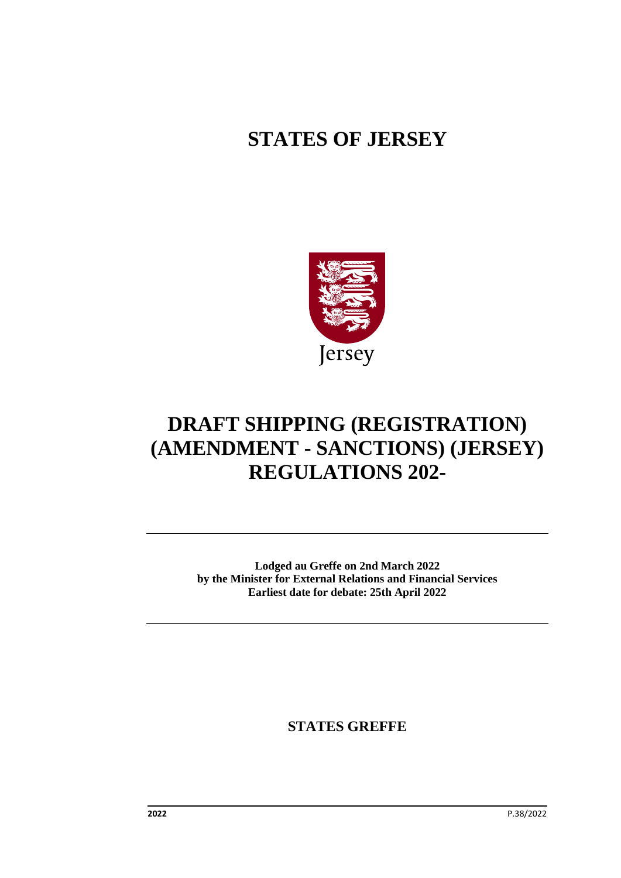# STATES OF JERSEY

Jersey

# DRAFT SHIPPING (REGISTRATION) (AMENDMENT - SANCTIONS) (JERSEY) REGULATIONS 202-

---

**Lodged au Greffe on 2nd March 2022**
**by the Minister for External Relations and Financial Services**
**Earliest date for debate: 25th April 2022**

---

**STATES GREFFE**

**2022** P.38/2022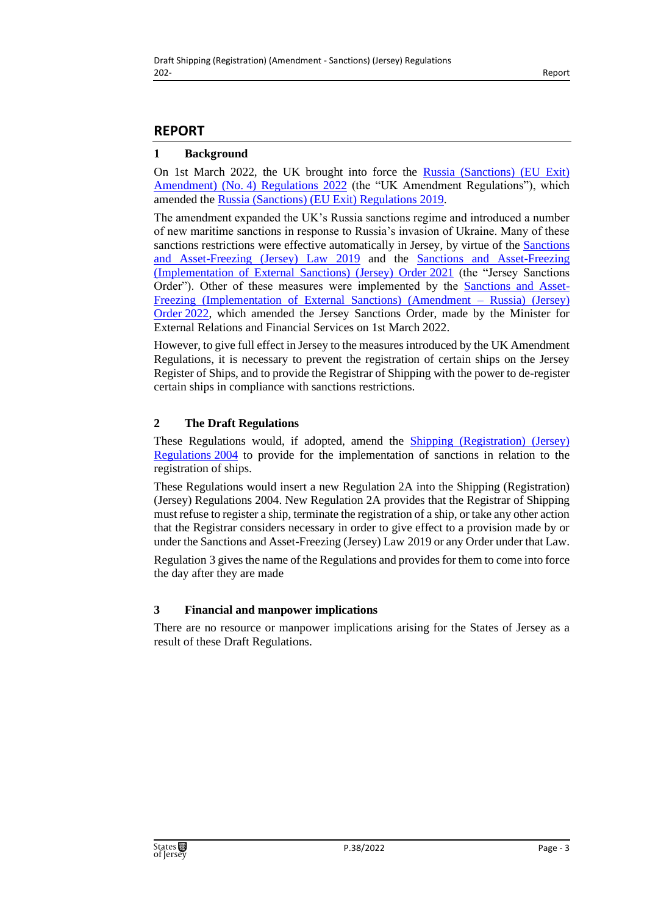## REPORT

### 1 Background

On 1st March 2022, the UK brought into force the Russia (Sanctions) (EU Exit) Amendment) (No. 4) Regulations 2022 (the "UK Amendment Regulations"), which amended the Russia (Sanctions) (EU Exit) Regulations 2019.

The amendment expanded the UK's Russia sanctions regime and introduced a number of new maritime sanctions in response to Russia's invasion of Ukraine. Many of these sanctions restrictions were effective automatically in Jersey, by virtue of the Sanctions and Asset-Freezing (Jersey) Law 2019 and the Sanctions and Asset-Freezing (Implementation of External Sanctions) (Jersey) Order 2021 (the "Jersey Sanctions Order"). Other of these measures were implemented by the Sanctions and Asset-Freezing (Implementation of External Sanctions) (Amendment – Russia) (Jersey) Order 2022, which amended the Jersey Sanctions Order, made by the Minister for External Relations and Financial Services on 1st March 2022.

However, to give full effect in Jersey to the measures introduced by the UK Amendment Regulations, it is necessary to prevent the registration of certain ships on the Jersey Register of Ships, and to provide the Registrar of Shipping with the power to de-register certain ships in compliance with sanctions restrictions.

### 2 The Draft Regulations

These Regulations would, if adopted, amend the Shipping (Registration) (Jersey) Regulations 2004 to provide for the implementation of sanctions in relation to the registration of ships.

These Regulations would insert a new Regulation 2A into the Shipping (Registration) (Jersey) Regulations 2004. New Regulation 2A provides that the Registrar of Shipping must refuse to register a ship, terminate the registration of a ship, or take any other action that the Registrar considers necessary in order to give effect to a provision made by or under the Sanctions and Asset-Freezing (Jersey) Law 2019 or any Order under that Law.

Regulation 3 gives the name of the Regulations and provides for them to come into force the day after they are made

### 3 Financial and manpower implications

There are no resource or manpower implications arising for the States of Jersey as a result of these Draft Regulations.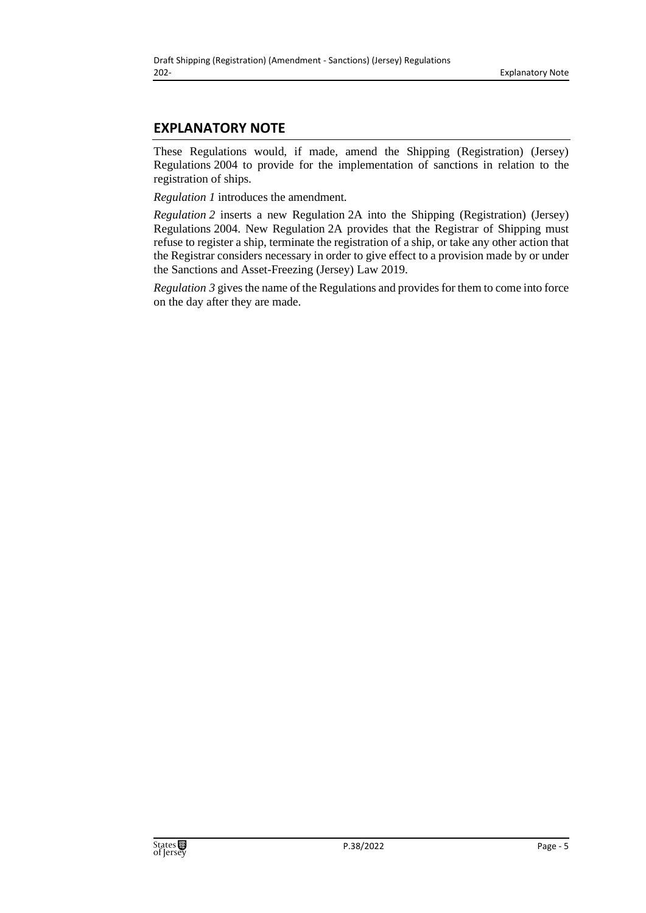## EXPLANATORY NOTE

These Regulations would, if made, amend the Shipping (Registration) (Jersey) Regulations 2004 to provide for the implementation of sanctions in relation to the registration of ships.

*Regulation 1* introduces the amendment.

*Regulation 2* inserts a new Regulation 2A into the Shipping (Registration) (Jersey) Regulations 2004. New Regulation 2A provides that the Registrar of Shipping must refuse to register a ship, terminate the registration of a ship, or take any other action that the Registrar considers necessary in order to give effect to a provision made by or under the Sanctions and Asset-Freezing (Jersey) Law 2019.

*Regulation 3* gives the name of the Regulations and provides for them to come into force on the day after they are made.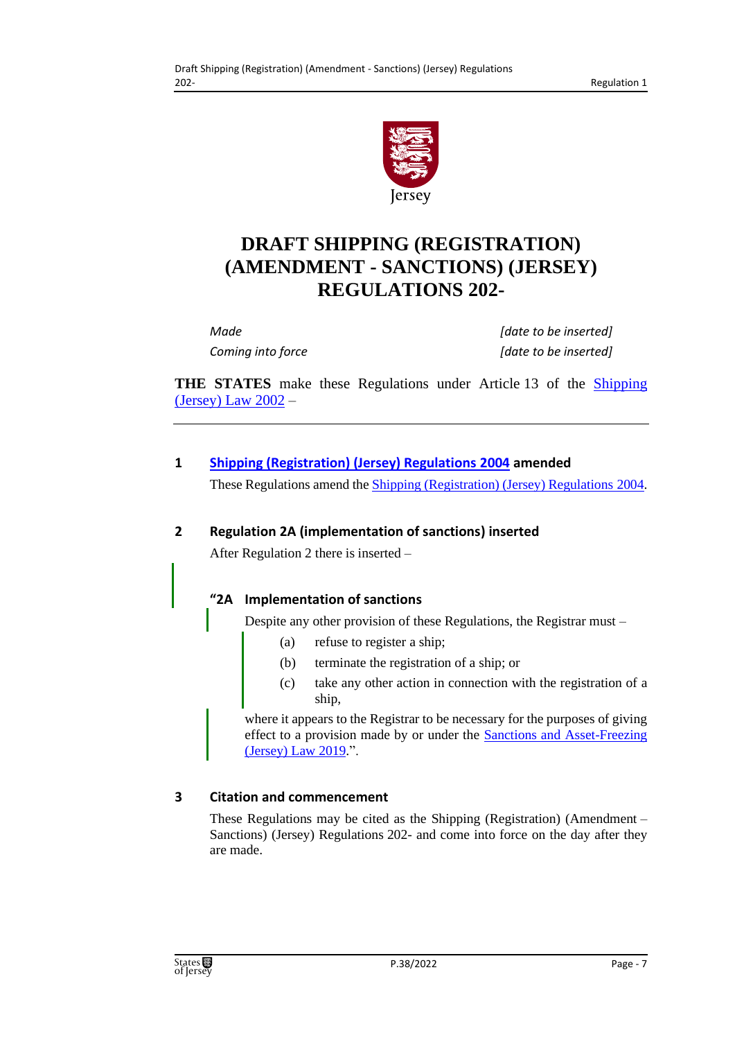# DRAFT SHIPPING (REGISTRATION) (AMENDMENT - SANCTIONS) (JERSEY) REGULATIONS 202-

| | |
|---|---|
| *Made* | *[date to be inserted]* |
| *Coming into force* | *[date to be inserted]* |

**THE STATES** make these Regulations under Article 13 of the Shipping (Jersey) Law 2002 –

## 1 Shipping (Registration) (Jersey) Regulations 2004 amended

These Regulations amend the Shipping (Registration) (Jersey) Regulations 2004.

## 2 Regulation 2A (implementation of sanctions) inserted

After Regulation 2 there is inserted –

### "2A Implementation of sanctions

Despite any other provision of these Regulations, the Registrar must –

(a) refuse to register a ship;

(b) terminate the registration of a ship; or

(c) take any other action in connection with the registration of a ship,

where it appears to the Registrar to be necessary for the purposes of giving effect to a provision made by or under the Sanctions and Asset-Freezing (Jersey) Law 2019.".

## 3 Citation and commencement

These Regulations may be cited as the Shipping (Registration) (Amendment – Sanctions) (Jersey) Regulations 202- and come into force on the day after they are made.